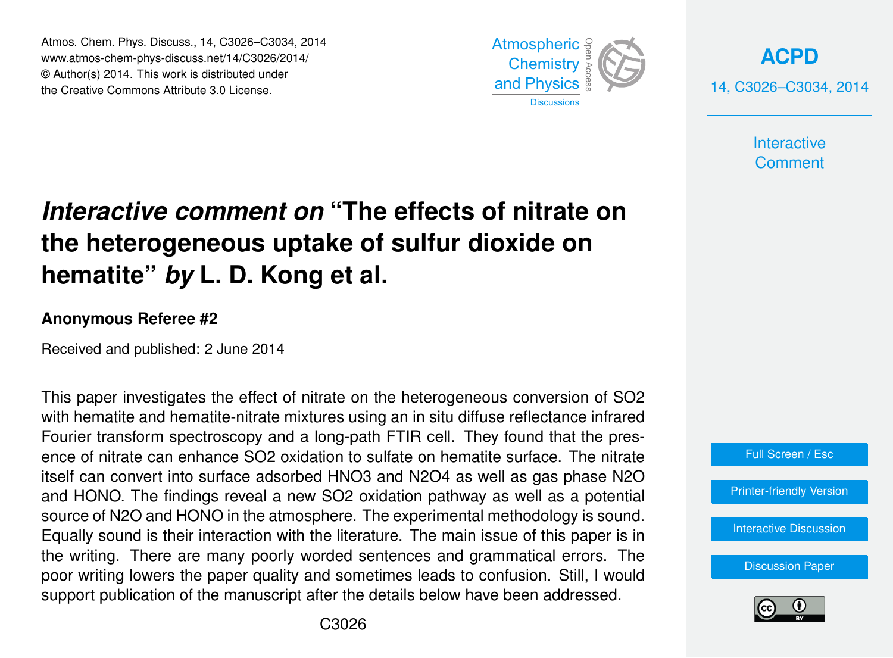# *Interactive comment on* "The effects of nitrate on the heterogeneous uptake of sulfur dioxide on hematite" *by* L. D. Kong et al.

**Anonymous Referee #2**

Received and published: 2 June 2014

This paper investigates the effect of nitrate on the heterogeneous conversion of $SO_2$ with hematite and hematite-nitrate mixtures using an in situ diffuse reflectance infrared Fourier transform spectroscopy and a long-path FTIR cell. They found that the presence of nitrate can enhance $SO_2$ oxidation to sulfate on hematite surface. The nitrate itself can convert into surface adsorbed $HNO_3$ and $N_2O_4$ as well as gas phase $N_2O$ and HONO. The findings reveal a new $SO_2$ oxidation pathway as well as a potential source of $N_2O$ and HONO in the atmosphere. The experimental methodology is sound. Equally sound is their interaction with the literature. The main issue of this paper is in the writing. There are many poorly worded sentences and grammatical errors. The poor writing lowers the paper quality and sometimes leads to confusion. Still, I would support publication of the manuscript after the details below have been addressed.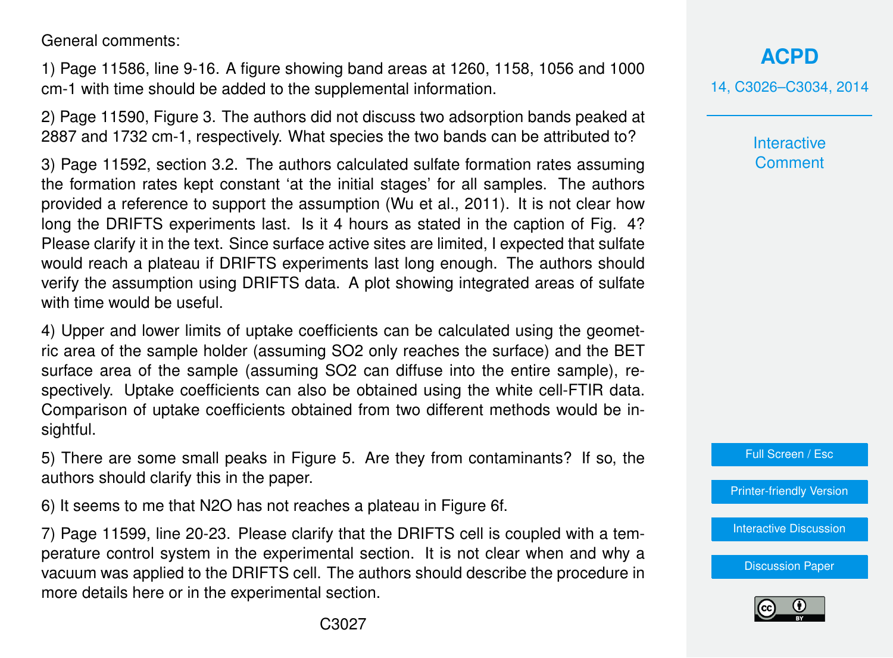General comments:

1) Page 11586, line 9-16. A figure showing band areas at 1260, 1158, 1056 and 1000 cm-1 with time should be added to the supplemental information.

2) Page 11590, Figure 3. The authors did not discuss two adsorption bands peaked at 2887 and 1732 cm-1, respectively. What species the two bands can be attributed to?

3) Page 11592, section 3.2. The authors calculated sulfate formation rates assuming the formation rates kept constant 'at the initial stages' for all samples. The authors provided a reference to support the assumption (Wu et al., 2011). It is not clear how long the DRIFTS experiments last. Is it 4 hours as stated in the caption of Fig. 4? Please clarify it in the text. Since surface active sites are limited, I expected that sulfate would reach a plateau if DRIFTS experiments last long enough. The authors should verify the assumption using DRIFTS data. A plot showing integrated areas of sulfate with time would be useful.

4) Upper and lower limits of uptake coefficients can be calculated using the geometric area of the sample holder (assuming SO2 only reaches the surface) and the BET surface area of the sample (assuming SO2 can diffuse into the entire sample), respectively. Uptake coefficients can also be obtained using the white cell-FTIR data. Comparison of uptake coefficients obtained from two different methods would be insightful.

5) There are some small peaks in Figure 5. Are they from contaminants? If so, the authors should clarify this in the paper.

6) It seems to me that N2O has not reaches a plateau in Figure 6f.

7) Page 11599, line 20-23. Please clarify that the DRIFTS cell is coupled with a temperature control system in the experimental section. It is not clear when and why a vacuum was applied to the DRIFTS cell. The authors should describe the procedure in more details here or in the experimental section.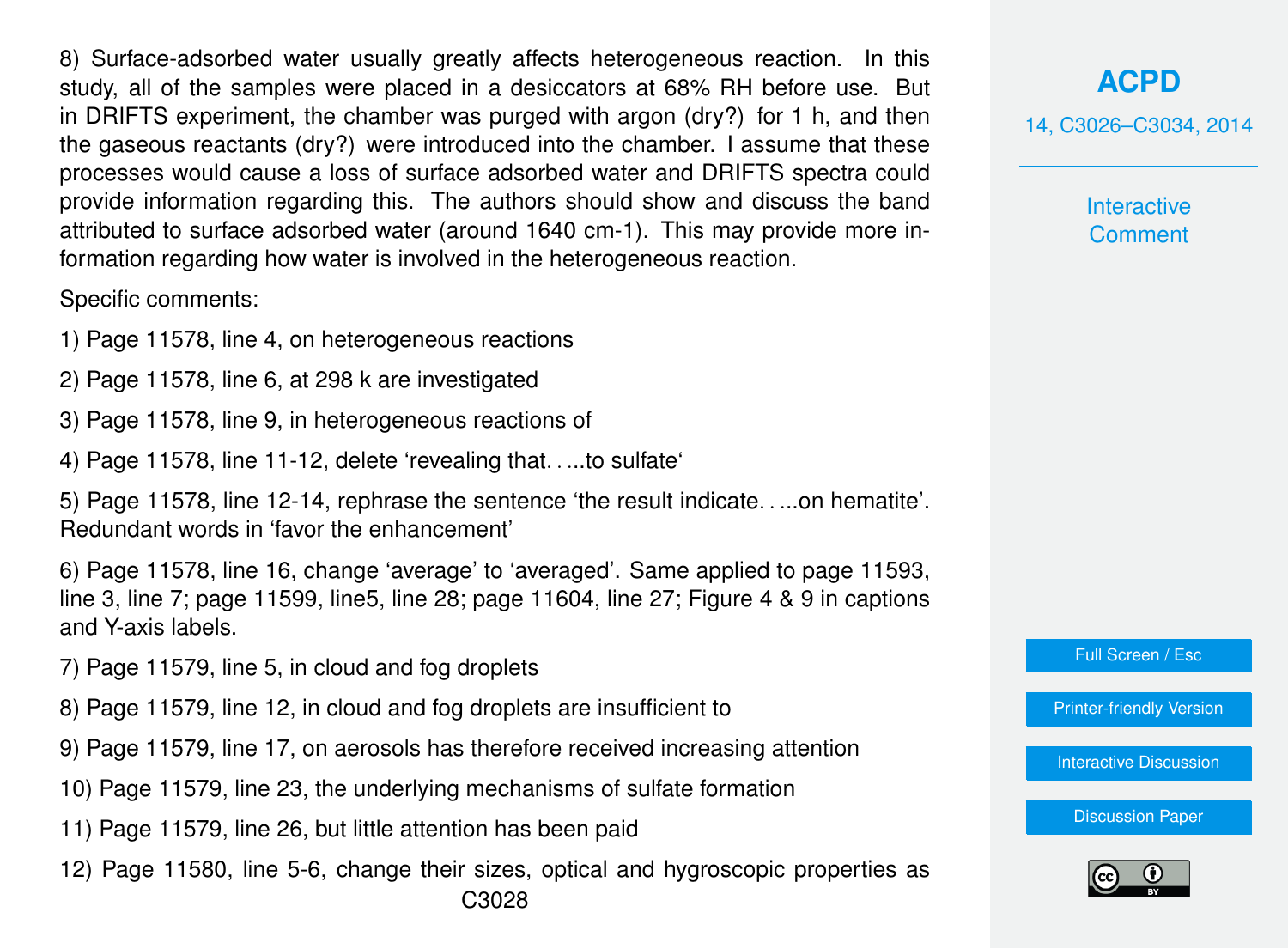8) Surface-adsorbed water usually greatly affects heterogeneous reaction. In this study, all of the samples were placed in a desiccators at 68% RH before use. But in DRIFTS experiment, the chamber was purged with argon (dry?) for 1 h, and then the gaseous reactants (dry?) were introduced into the chamber. I assume that these processes would cause a loss of surface adsorbed water and DRIFTS spectra could provide information regarding this. The authors should show and discuss the band attributed to surface adsorbed water (around 1640 cm-1). This may provide more information regarding how water is involved in the heterogeneous reaction.

Specific comments:

1) Page 11578, line 4, on heterogeneous reactions

2) Page 11578, line 6, at 298 k are investigated

3) Page 11578, line 9, in heterogeneous reactions of

4) Page 11578, line 11-12, delete 'revealing that.....to sulfate'

5) Page 11578, line 12-14, rephrase the sentence 'the result indicate.....on hematite'. Redundant words in 'favor the enhancement'

6) Page 11578, line 16, change 'average' to 'averaged'. Same applied to page 11593, line 3, line 7; page 11599, line5, line 28; page 11604, line 27; Figure 4 & 9 in captions and Y-axis labels.

7) Page 11579, line 5, in cloud and fog droplets

8) Page 11579, line 12, in cloud and fog droplets are insufficient to

9) Page 11579, line 17, on aerosols has therefore received increasing attention

10) Page 11579, line 23, the underlying mechanisms of sulfate formation

11) Page 11579, line 26, but little attention has been paid

12) Page 11580, line 5-6, change their sizes, optical and hygroscopic properties as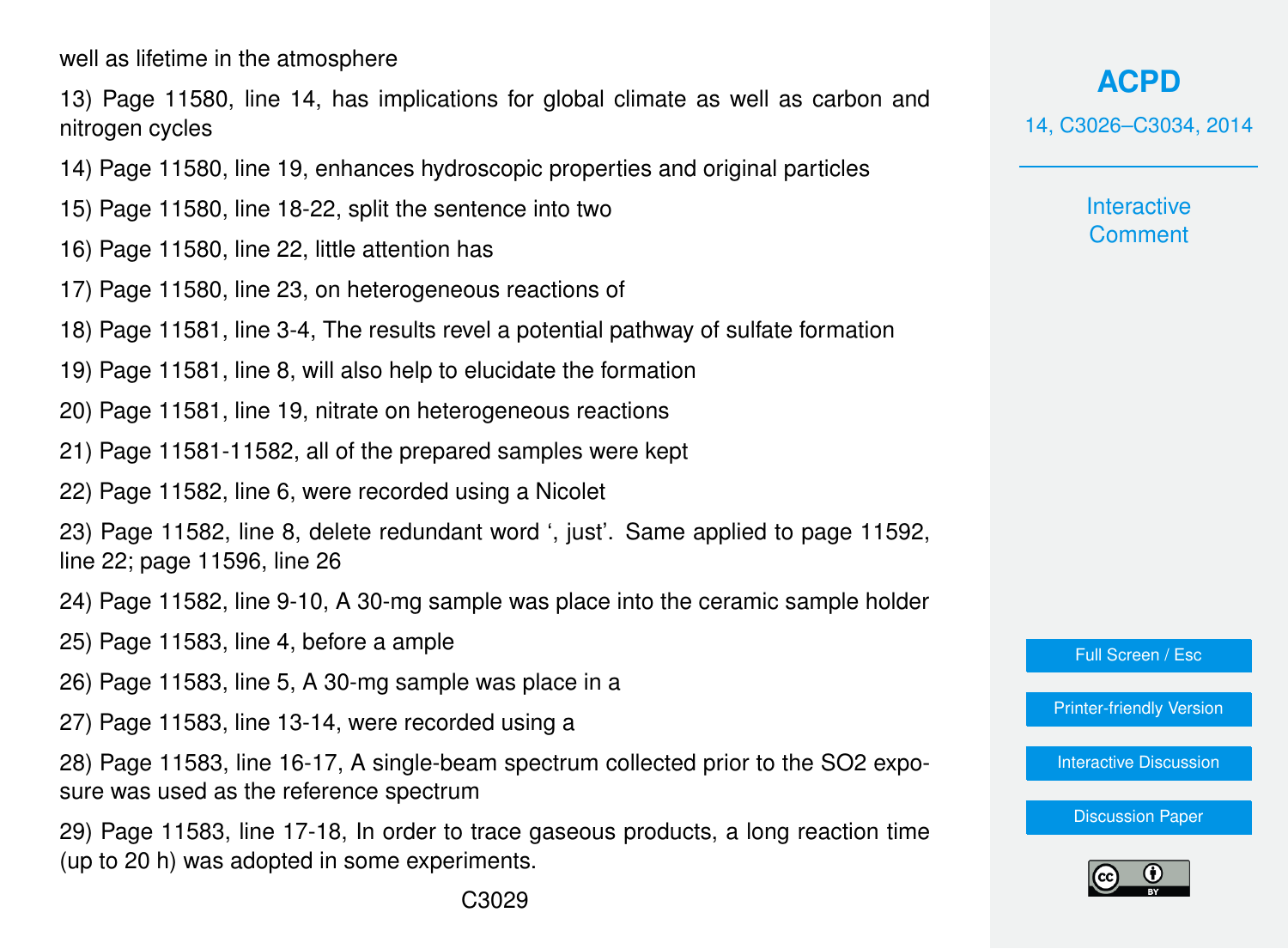well as lifetime in the atmosphere

13) Page 11580, line 14, has implications for global climate as well as carbon and nitrogen cycles

14) Page 11580, line 19, enhances hydroscopic properties and original particles

15) Page 11580, line 18-22, split the sentence into two

16) Page 11580, line 22, little attention has

17) Page 11580, line 23, on heterogeneous reactions of

18) Page 11581, line 3-4, The results revel a potential pathway of sulfate formation

19) Page 11581, line 8, will also help to elucidate the formation

20) Page 11581, line 19, nitrate on heterogeneous reactions

21) Page 11581-11582, all of the prepared samples were kept

22) Page 11582, line 6, were recorded using a Nicolet

23) Page 11582, line 8, delete redundant word ', just'. Same applied to page 11592, line 22; page 11596, line 26

24) Page 11582, line 9-10, A 30-mg sample was place into the ceramic sample holder

25) Page 11583, line 4, before a ample

26) Page 11583, line 5, A 30-mg sample was place in a

27) Page 11583, line 13-14, were recorded using a

28) Page 11583, line 16-17, A single-beam spectrum collected prior to the $SO_2$ exposure was used as the reference spectrum

29) Page 11583, line 17-18, In order to trace gaseous products, a long reaction time (up to 20 h) was adopted in some experiments.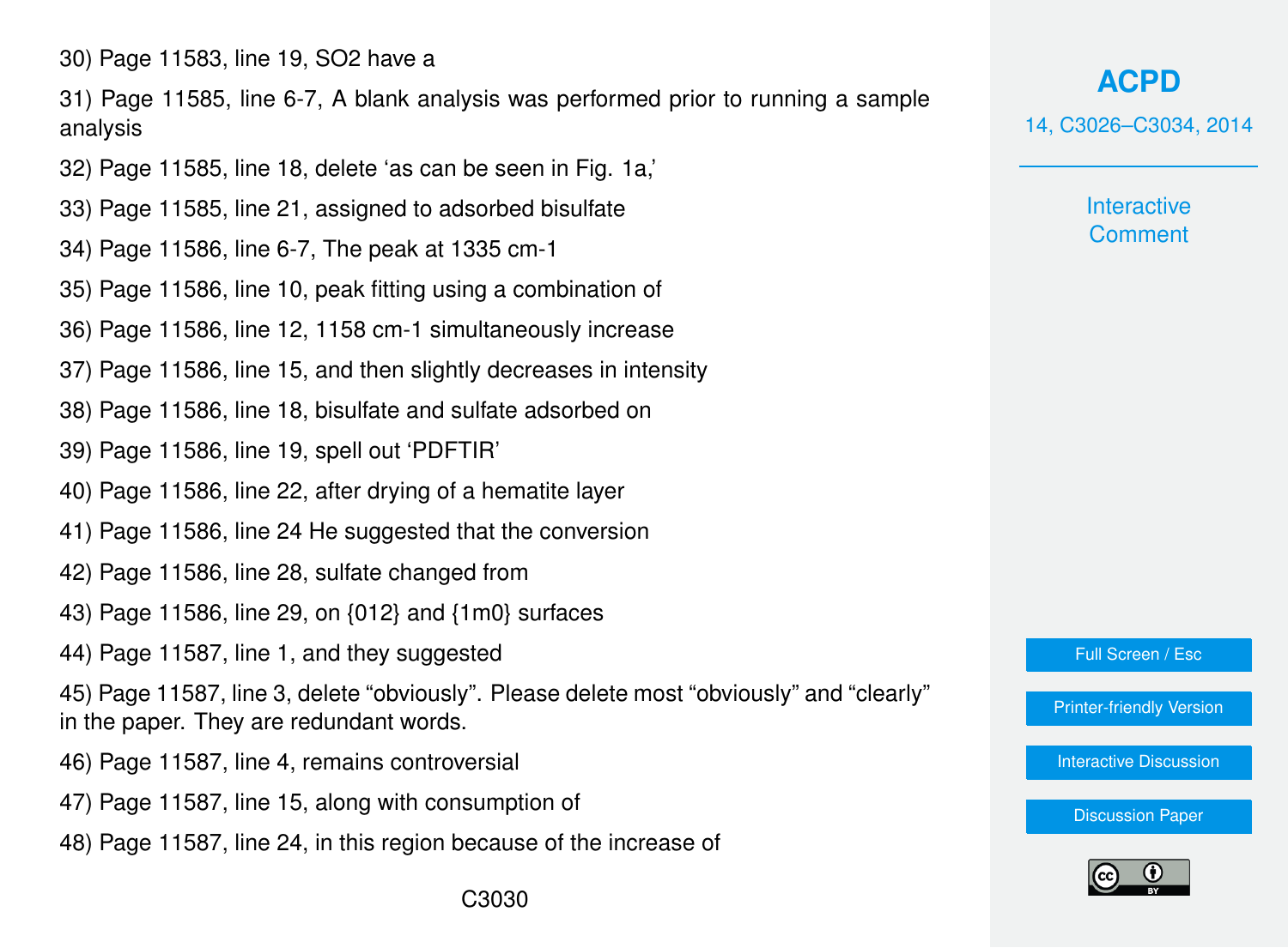30) Page 11583, line 19, $SO_2$ have a

31) Page 11585, line 6-7, A blank analysis was performed prior to running a sample analysis

32) Page 11585, line 18, delete 'as can be seen in Fig. 1a,'

33) Page 11585, line 21, assigned to adsorbed bisulfate

34) Page 11586, line 6-7, The peak at 1335 $cm^{-1}$

35) Page 11586, line 10, peak fitting using a combination of

36) Page 11586, line 12, 1158 $cm^{-1}$ simultaneously increase

37) Page 11586, line 15, and then slightly decreases in intensity

38) Page 11586, line 18, bisulfate and sulfate adsorbed on

39) Page 11586, line 19, spell out 'PDFTIR'

40) Page 11586, line 22, after drying of a hematite layer

41) Page 11586, line 24 He suggested that the conversion

42) Page 11586, line 28, sulfate changed from

43) Page 11586, line 29, on {012} and {1m0} surfaces

44) Page 11587, line 1, and they suggested

45) Page 11587, line 3, delete "obviously". Please delete most "obviously" and "clearly" in the paper. They are redundant words.

46) Page 11587, line 4, remains controversial

47) Page 11587, line 15, along with consumption of

48) Page 11587, line 24, in this region because of the increase of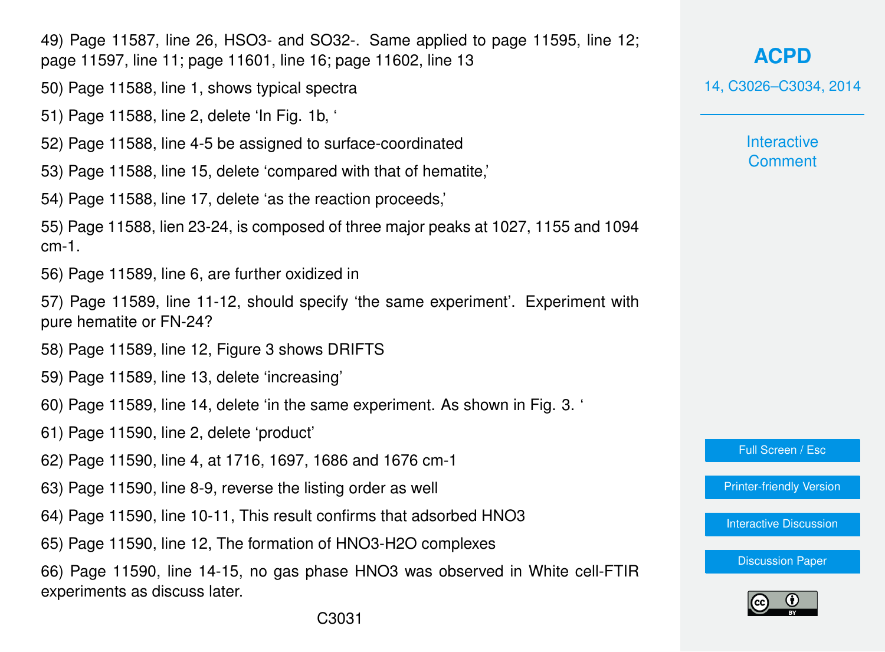49) Page 11587, line 26, $HSO_3^-$ and $SO_3^{2-}$. Same applied to page 11595, line 12; page 11597, line 11; page 11601, line 16; page 11602, line 13

50) Page 11588, line 1, shows typical spectra

51) Page 11588, line 2, delete 'In Fig. 1b, '

52) Page 11588, line 4-5 be assigned to surface-coordinated

53) Page 11588, line 15, delete 'compared with that of hematite,'

54) Page 11588, line 17, delete 'as the reaction proceeds,'

55) Page 11588, lien 23-24, is composed of three major peaks at 1027, 1155 and 1094 $cm^{-1}$.

56) Page 11589, line 6, are further oxidized in

57) Page 11589, line 11-12, should specify 'the same experiment'. Experiment with pure hematite or FN-24?

58) Page 11589, line 12, Figure 3 shows DRIFTS

59) Page 11589, line 13, delete 'increasing'

60) Page 11589, line 14, delete 'in the same experiment. As shown in Fig. 3. '

61) Page 11590, line 2, delete 'product'

62) Page 11590, line 4, at 1716, 1697, 1686 and 1676 $cm^{-1}$

63) Page 11590, line 8-9, reverse the listing order as well

64) Page 11590, line 10-11, This result confirms that adsorbed $HNO_3$

65) Page 11590, line 12, The formation of $HNO_3$-$H_2O$ complexes

66) Page 11590, line 14-15, no gas phase $HNO_3$ was observed in White cell-FTIR experiments as discuss later.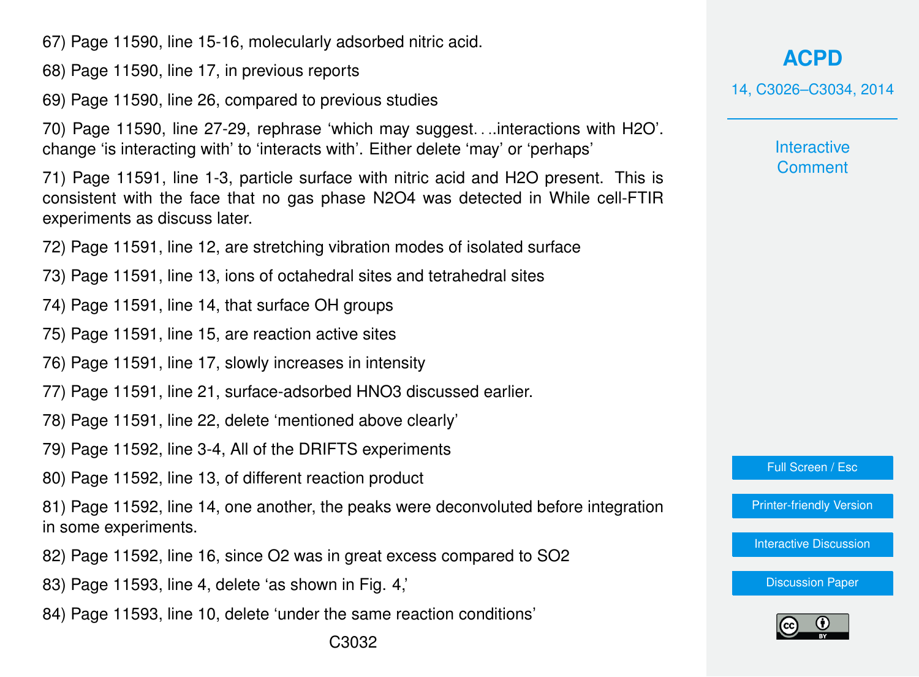67) Page 11590, line 15-16, molecularly adsorbed nitric acid.

68) Page 11590, line 17, in previous reports

69) Page 11590, line 26, compared to previous studies

70) Page 11590, line 27-29, rephrase 'which may suggest. . ..interactions with $H_2O$'. change 'is interacting with' to 'interacts with'. Either delete 'may' or 'perhaps'

71) Page 11591, line 1-3, particle surface with nitric acid and $H_2O$ present. This is consistent with the face that no gas phase $N_2O_4$ was detected in While cell-FTIR experiments as discuss later.

72) Page 11591, line 12, are stretching vibration modes of isolated surface

73) Page 11591, line 13, ions of octahedral sites and tetrahedral sites

74) Page 11591, line 14, that surface OH groups

75) Page 11591, line 15, are reaction active sites

76) Page 11591, line 17, slowly increases in intensity

77) Page 11591, line 21, surface-adsorbed $HNO_3$ discussed earlier.

78) Page 11591, line 22, delete 'mentioned above clearly'

79) Page 11592, line 3-4, All of the DRIFTS experiments

80) Page 11592, line 13, of different reaction product

81) Page 11592, line 14, one another, the peaks were deconvoluted before integration in some experiments.

82) Page 11592, line 16, since $O_2$ was in great excess compared to $SO_2$

83) Page 11593, line 4, delete 'as shown in Fig. 4,'

84) Page 11593, line 10, delete 'under the same reaction conditions'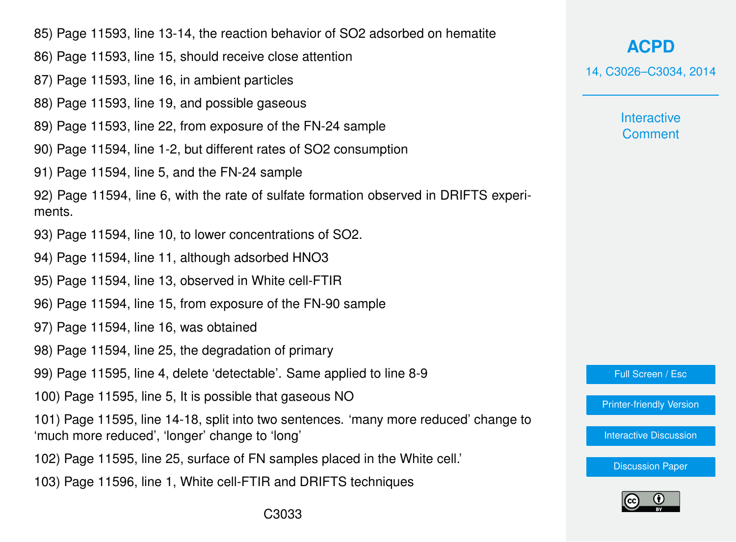85) Page 11593, line 13-14, the reaction behavior of $SO_2$ adsorbed on hematite

86) Page 11593, line 15, should receive close attention

87) Page 11593, line 16, in ambient particles

88) Page 11593, line 19, and possible gaseous

89) Page 11593, line 22, from exposure of the FN-24 sample

90) Page 11594, line 1-2, but different rates of $SO_2$ consumption

91) Page 11594, line 5, and the FN-24 sample

92) Page 11594, line 6, with the rate of sulfate formation observed in DRIFTS experiments.

93) Page 11594, line 10, to lower concentrations of $SO_2$.

94) Page 11594, line 11, although adsorbed $HNO_3$

95) Page 11594, line 13, observed in White cell-FTIR

96) Page 11594, line 15, from exposure of the FN-90 sample

97) Page 11594, line 16, was obtained

98) Page 11594, line 25, the degradation of primary

99) Page 11595, line 4, delete 'detectable'. Same applied to line 8-9

100) Page 11595, line 5, It is possible that gaseous NO

101) Page 11595, line 14-18, split into two sentences. 'many more reduced' change to 'much more reduced', 'longer' change to 'long'

102) Page 11595, line 25, surface of FN samples placed in the White cell.'

103) Page 11596, line 1, White cell-FTIR and DRIFTS techniques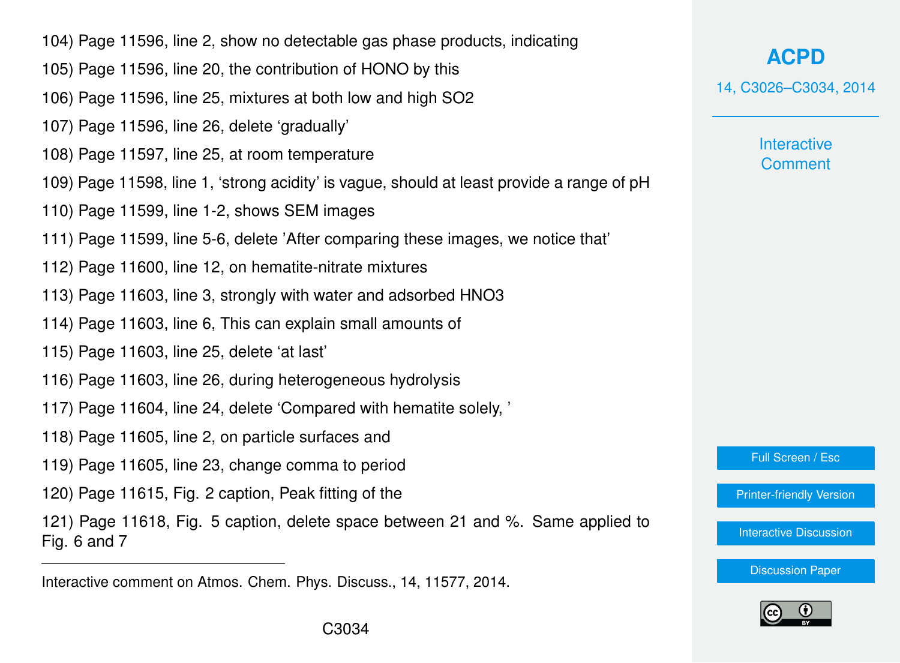104) Page 11596, line 2, show no detectable gas phase products, indicating

105) Page 11596, line 20, the contribution of HONO by this

106) Page 11596, line 25, mixtures at both low and high $SO_2$

107) Page 11596, line 26, delete 'gradually'

108) Page 11597, line 25, at room temperature

109) Page 11598, line 1, 'strong acidity' is vague, should at least provide a range of pH

110) Page 11599, line 1-2, shows SEM images

111) Page 11599, line 5-6, delete 'After comparing these images, we notice that'

112) Page 11600, line 12, on hematite-nitrate mixtures

113) Page 11603, line 3, strongly with water and adsorbed $HNO_3$

114) Page 11603, line 6, This can explain small amounts of

115) Page 11603, line 25, delete 'at last'

116) Page 11603, line 26, during heterogeneous hydrolysis

117) Page 11604, line 24, delete 'Compared with hematite solely, '

118) Page 11605, line 2, on particle surfaces and

119) Page 11605, line 23, change comma to period

120) Page 11615, Fig. 2 caption, Peak fitting of the

121) Page 11618, Fig. 5 caption, delete space between 21 and %. Same applied to Fig. 6 and 7

---

Interactive comment on Atmos. Chem. Phys. Discuss., 14, 11577, 2014.